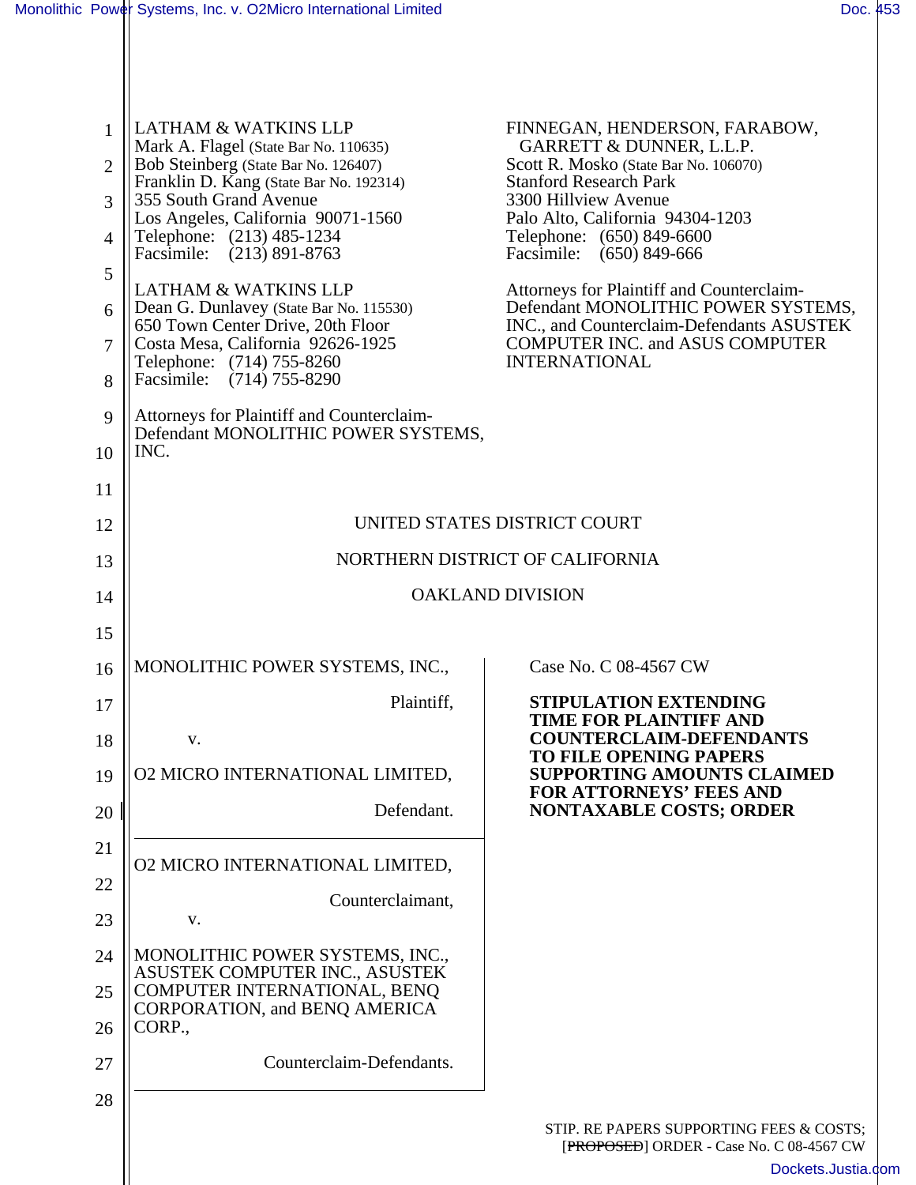LATHAM & WATKINS LLP
Mark A. Flagel (State Bar No. 110635)
Bob Steinberg (State Bar No. 126407)
Franklin D. Kang (State Bar No. 192314)
355 South Grand Avenue
Los Angeles, California 90071-1560
Telephone: (213) 485-1234
Facsimile: (213) 891-8763

LATHAM & WATKINS LLP
Dean G. Dunlavey (State Bar No. 115530)
650 Town Center Drive, 20th Floor
Costa Mesa, California 92626-1925
Telephone: (714) 755-8260
Facsimile: (714) 755-8290

Attorneys for Plaintiff and Counterclaim-Defendant MONOLITHIC POWER SYSTEMS, INC.

FINNEGAN, HENDERSON, FARABOW, GARRETT & DUNNER, L.L.P.
Scott R. Mosko (State Bar No. 106070)
Stanford Research Park
3300 Hillview Avenue
Palo Alto, California 94304-1203
Telephone: (650) 849-6600
Facsimile: (650) 849-666

Attorneys for Plaintiff and Counterclaim-Defendant MONOLITHIC POWER SYSTEMS, INC., and Counterclaim-Defendants ASUSTEK COMPUTER INC. and ASUS COMPUTER INTERNATIONAL

UNITED STATES DISTRICT COURT

NORTHERN DISTRICT OF CALIFORNIA

OAKLAND DIVISION

MONOLITHIC POWER SYSTEMS, INC.,

Plaintiff,

v.

O2 MICRO INTERNATIONAL LIMITED,

Defendant.

---

O2 MICRO INTERNATIONAL LIMITED,

Counterclaimant,

v.

MONOLITHIC POWER SYSTEMS, INC., ASUSTEK COMPUTER INC., ASUSTEK COMPUTER INTERNATIONAL, BENQ CORPORATION, and BENQ AMERICA CORP.,

Counterclaim-Defendants.

Case No. C 08-4567 CW

**STIPULATION EXTENDING TIME FOR PLAINTIFF AND COUNTERCLAIM-DEFENDANTS TO FILE OPENING PAPERS SUPPORTING AMOUNTS CLAIMED FOR ATTORNEYS' FEES AND NONTAXABLE COSTS; ORDER**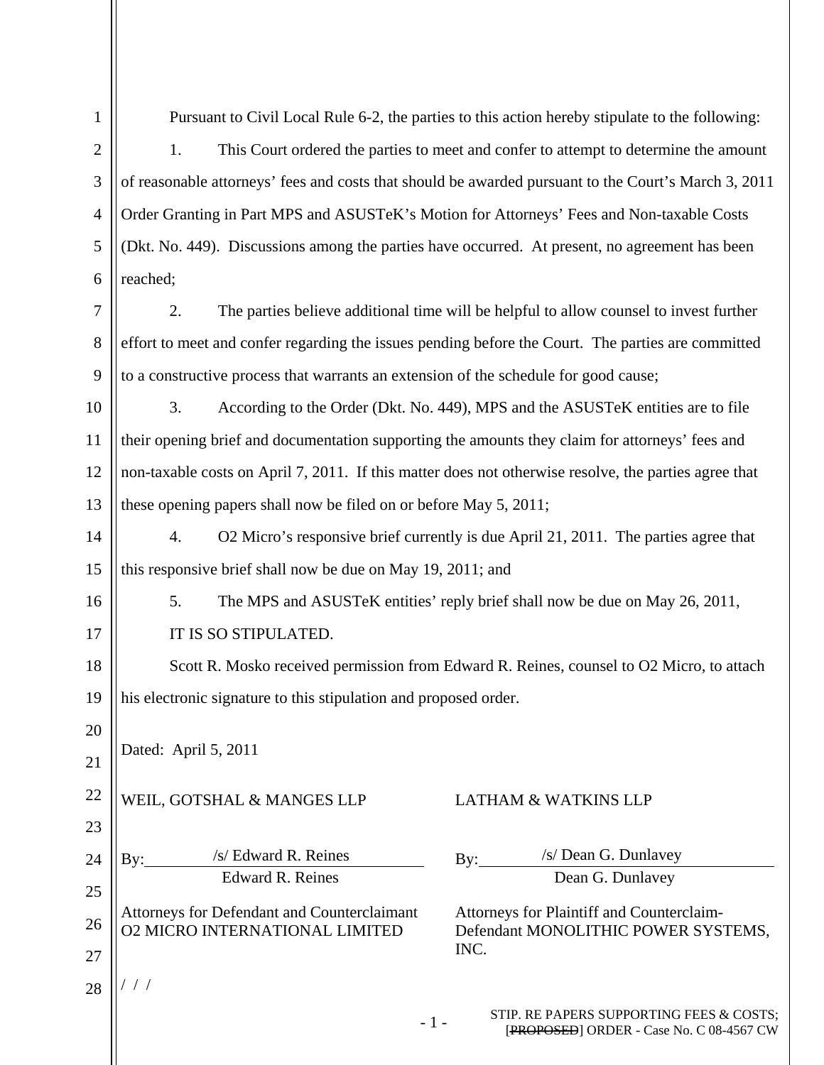Pursuant to Civil Local Rule 6-2, the parties to this action hereby stipulate to the following:

1. This Court ordered the parties to meet and confer to attempt to determine the amount of reasonable attorneys' fees and costs that should be awarded pursuant to the Court's March 3, 2011 Order Granting in Part MPS and ASUSTeK's Motion for Attorneys' Fees and Non-taxable Costs (Dkt. No. 449). Discussions among the parties have occurred. At present, no agreement has been reached;

2. The parties believe additional time will be helpful to allow counsel to invest further effort to meet and confer regarding the issues pending before the Court. The parties are committed to a constructive process that warrants an extension of the schedule for good cause;

3. According to the Order (Dkt. No. 449), MPS and the ASUSTeK entities are to file their opening brief and documentation supporting the amounts they claim for attorneys' fees and non-taxable costs on April 7, 2011. If this matter does not otherwise resolve, the parties agree that these opening papers shall now be filed on or before May 5, 2011;

4. O2 Micro's responsive brief currently is due April 21, 2011. The parties agree that this responsive brief shall now be due on May 19, 2011; and

5. The MPS and ASUSTeK entities' reply brief shall now be due on May 26, 2011,

IT IS SO STIPULATED.

Scott R. Mosko received permission from Edward R. Reines, counsel to O2 Micro, to attach his electronic signature to this stipulation and proposed order.

Dated: April 5, 2011

WEIL, GOTSHAL & MANGES LLP

By: /s/ Edward R. Reines
Edward R. Reines

Attorneys for Defendant and Counterclaimant O2 MICRO INTERNATIONAL LIMITED

LATHAM & WATKINS LLP

By: /s/ Dean G. Dunlavey
Dean G. Dunlavey

Attorneys for Plaintiff and Counterclaim-Defendant MONOLITHIC POWER SYSTEMS, INC.

/ / /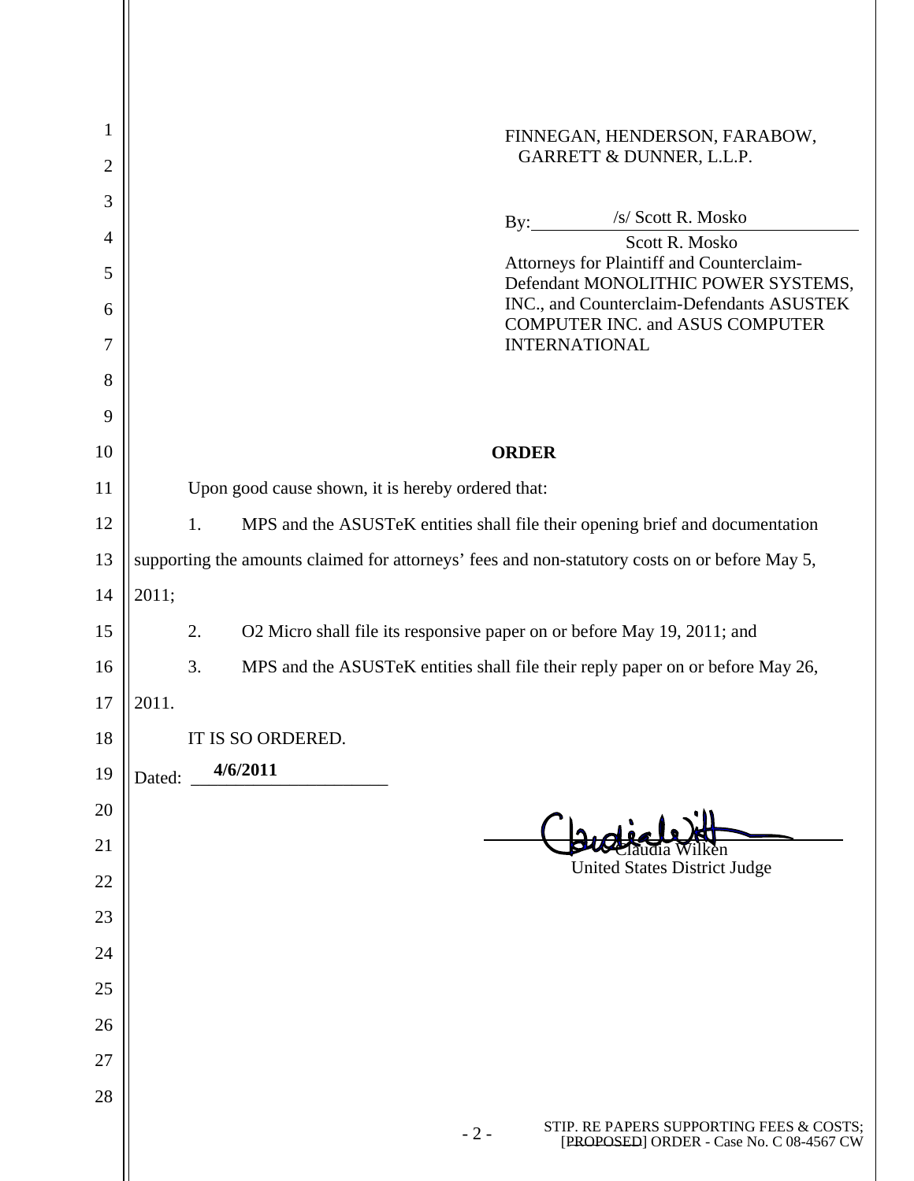FINNEGAN, HENDERSON, FARABOW, GARRETT & DUNNER, L.L.P.

By: /s/ Scott R. Mosko
Scott R. Mosko
Attorneys for Plaintiff and Counterclaim-Defendant MONOLITHIC POWER SYSTEMS, INC., and Counterclaim-Defendants ASUSTEK COMPUTER INC. and ASUS COMPUTER INTERNATIONAL

**ORDER**

Upon good cause shown, it is hereby ordered that:

1. MPS and the ASUSTeK entities shall file their opening brief and documentation supporting the amounts claimed for attorneys' fees and non-statutory costs on or before May 5, 2011;

2. O2 Micro shall file its responsive paper on or before May 19, 2011; and

3. MPS and the ASUSTeK entities shall file their reply paper on or before May 26, 2011.

IT IS SO ORDERED.

Dated: **4/6/2011**

Claudia Wilken
United States District Judge